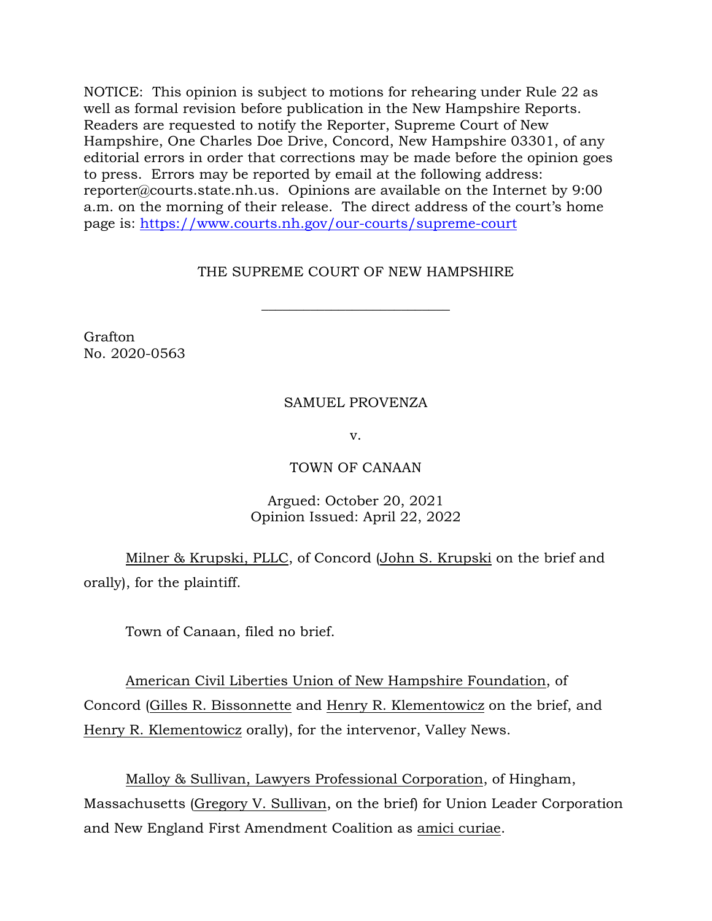NOTICE: This opinion is subject to motions for rehearing under Rule 22 as well as formal revision before publication in the New Hampshire Reports. Readers are requested to notify the Reporter, Supreme Court of New Hampshire, One Charles Doe Drive, Concord, New Hampshire 03301, of any editorial errors in order that corrections may be made before the opinion goes to press. Errors may be reported by email at the following address: reporter@courts.state.nh.us. Opinions are available on the Internet by 9:00 a.m. on the morning of their release. The direct address of the court's home page is: https://www.courts.nh.gov/our-courts/supreme-court

THE SUPREME COURT OF NEW HAMPSHIRE

\_\_\_\_\_\_\_\_\_\_\_\_\_\_\_\_\_\_\_\_\_\_\_\_\_\_

Grafton
No. 2020-0563

SAMUEL PROVENZA

v.

TOWN OF CANAAN

Argued: October 20, 2021
Opinion Issued: April 22, 2022

<u>Milner & Krupski, PLLC</u>, of Concord (<u>John S. Krupski</u> on the brief and orally), for the plaintiff.

Town of Canaan, filed no brief.

<u>American Civil Liberties Union of New Hampshire Foundation</u>, of Concord (<u>Gilles R. Bissonnette</u> and <u>Henry R. Klementowicz</u> on the brief, and <u>Henry R. Klementowicz</u> orally), for the intervenor, Valley News.

<u>Malloy & Sullivan, Lawyers Professional Corporation</u>, of Hingham, Massachusetts (<u>Gregory V. Sullivan</u>, on the brief) for Union Leader Corporation and New England First Amendment Coalition as <u>amici curiae</u>.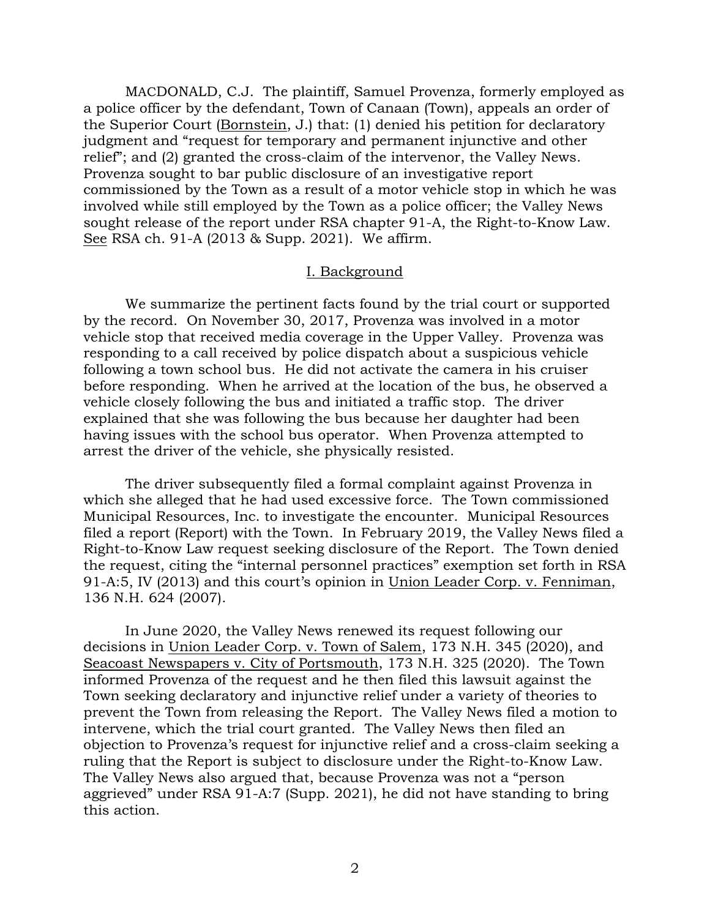MACDONALD, C.J. The plaintiff, Samuel Provenza, formerly employed as a police officer by the defendant, Town of Canaan (Town), appeals an order of the Superior Court (Bornstein, J.) that: (1) denied his petition for declaratory judgment and "request for temporary and permanent injunctive and other relief"; and (2) granted the cross-claim of the intervenor, the Valley News. Provenza sought to bar public disclosure of an investigative report commissioned by the Town as a result of a motor vehicle stop in which he was involved while still employed by the Town as a police officer; the Valley News sought release of the report under RSA chapter 91-A, the Right-to-Know Law. See RSA ch. 91-A (2013 & Supp. 2021). We affirm.

## I. Background

We summarize the pertinent facts found by the trial court or supported by the record. On November 30, 2017, Provenza was involved in a motor vehicle stop that received media coverage in the Upper Valley. Provenza was responding to a call received by police dispatch about a suspicious vehicle following a town school bus. He did not activate the camera in his cruiser before responding. When he arrived at the location of the bus, he observed a vehicle closely following the bus and initiated a traffic stop. The driver explained that she was following the bus because her daughter had been having issues with the school bus operator. When Provenza attempted to arrest the driver of the vehicle, she physically resisted.

The driver subsequently filed a formal complaint against Provenza in which she alleged that he had used excessive force. The Town commissioned Municipal Resources, Inc. to investigate the encounter. Municipal Resources filed a report (Report) with the Town. In February 2019, the Valley News filed a Right-to-Know Law request seeking disclosure of the Report. The Town denied the request, citing the "internal personnel practices" exemption set forth in RSA 91-A:5, IV (2013) and this court's opinion in Union Leader Corp. v. Fenniman, 136 N.H. 624 (2007).

In June 2020, the Valley News renewed its request following our decisions in Union Leader Corp. v. Town of Salem, 173 N.H. 345 (2020), and Seacoast Newspapers v. City of Portsmouth, 173 N.H. 325 (2020). The Town informed Provenza of the request and he then filed this lawsuit against the Town seeking declaratory and injunctive relief under a variety of theories to prevent the Town from releasing the Report. The Valley News filed a motion to intervene, which the trial court granted. The Valley News then filed an objection to Provenza's request for injunctive relief and a cross-claim seeking a ruling that the Report is subject to disclosure under the Right-to-Know Law. The Valley News also argued that, because Provenza was not a "person aggrieved" under RSA 91-A:7 (Supp. 2021), he did not have standing to bring this action.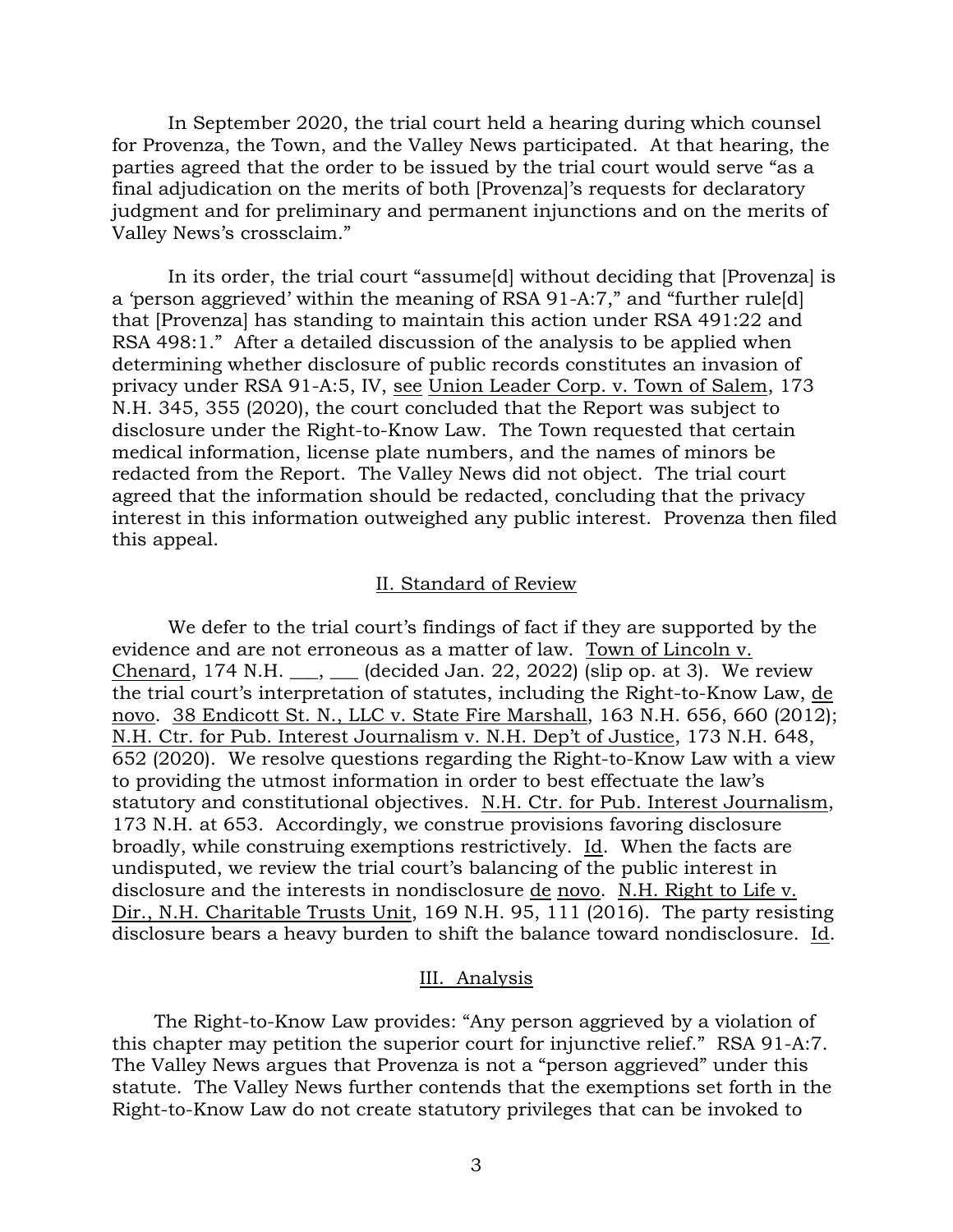In September 2020, the trial court held a hearing during which counsel for Provenza, the Town, and the Valley News participated. At that hearing, the parties agreed that the order to be issued by the trial court would serve "as a final adjudication on the merits of both [Provenza]'s requests for declaratory judgment and for preliminary and permanent injunctions and on the merits of Valley News's crossclaim."

In its order, the trial court "assume[d] without deciding that [Provenza] is a 'person aggrieved' within the meaning of RSA 91-A:7," and "further rule[d] that [Provenza] has standing to maintain this action under RSA 491:22 and RSA 498:1." After a detailed discussion of the analysis to be applied when determining whether disclosure of public records constitutes an invasion of privacy under RSA 91-A:5, IV, see Union Leader Corp. v. Town of Salem, 173 N.H. 345, 355 (2020), the court concluded that the Report was subject to disclosure under the Right-to-Know Law. The Town requested that certain medical information, license plate numbers, and the names of minors be redacted from the Report. The Valley News did not object. The trial court agreed that the information should be redacted, concluding that the privacy interest in this information outweighed any public interest. Provenza then filed this appeal.

## II. Standard of Review

We defer to the trial court's findings of fact if they are supported by the evidence and are not erroneous as a matter of law. Town of Lincoln v. Chenard, 174 N.H. ___, ___ (decided Jan. 22, 2022) (slip op. at 3). We review the trial court's interpretation of statutes, including the Right-to-Know Law, de novo. 38 Endicott St. N., LLC v. State Fire Marshall, 163 N.H. 656, 660 (2012); N.H. Ctr. for Pub. Interest Journalism v. N.H. Dep't of Justice, 173 N.H. 648, 652 (2020). We resolve questions regarding the Right-to-Know Law with a view to providing the utmost information in order to best effectuate the law's statutory and constitutional objectives. N.H. Ctr. for Pub. Interest Journalism, 173 N.H. at 653. Accordingly, we construe provisions favoring disclosure broadly, while construing exemptions restrictively. Id. When the facts are undisputed, we review the trial court's balancing of the public interest in disclosure and the interests in nondisclosure de novo. N.H. Right to Life v. Dir., N.H. Charitable Trusts Unit, 169 N.H. 95, 111 (2016). The party resisting disclosure bears a heavy burden to shift the balance toward nondisclosure. Id.

## III. Analysis

The Right-to-Know Law provides: "Any person aggrieved by a violation of this chapter may petition the superior court for injunctive relief." RSA 91-A:7. The Valley News argues that Provenza is not a "person aggrieved" under this statute. The Valley News further contends that the exemptions set forth in the Right-to-Know Law do not create statutory privileges that can be invoked to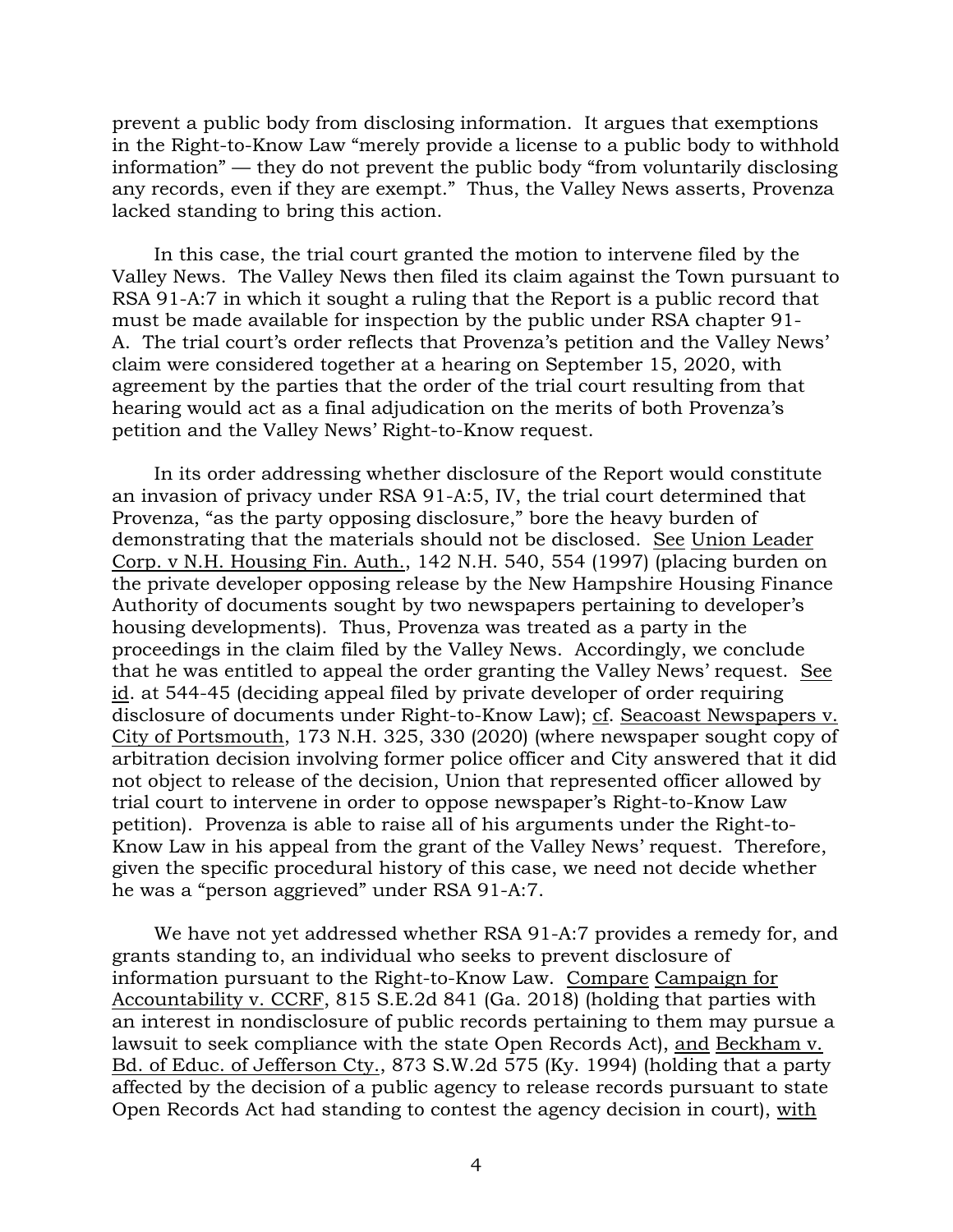prevent a public body from disclosing information. It argues that exemptions in the Right-to-Know Law "merely provide a license to a public body to withhold information" — they do not prevent the public body "from voluntarily disclosing any records, even if they are exempt." Thus, the Valley News asserts, Provenza lacked standing to bring this action.

In this case, the trial court granted the motion to intervene filed by the Valley News. The Valley News then filed its claim against the Town pursuant to RSA 91-A:7 in which it sought a ruling that the Report is a public record that must be made available for inspection by the public under RSA chapter 91-A. The trial court's order reflects that Provenza's petition and the Valley News' claim were considered together at a hearing on September 15, 2020, with agreement by the parties that the order of the trial court resulting from that hearing would act as a final adjudication on the merits of both Provenza's petition and the Valley News' Right-to-Know request.

In its order addressing whether disclosure of the Report would constitute an invasion of privacy under RSA 91-A:5, IV, the trial court determined that Provenza, "as the party opposing disclosure," bore the heavy burden of demonstrating that the materials should not be disclosed. See Union Leader Corp. v N.H. Housing Fin. Auth., 142 N.H. 540, 554 (1997) (placing burden on the private developer opposing release by the New Hampshire Housing Finance Authority of documents sought by two newspapers pertaining to developer's housing developments). Thus, Provenza was treated as a party in the proceedings in the claim filed by the Valley News. Accordingly, we conclude that he was entitled to appeal the order granting the Valley News' request. See id. at 544-45 (deciding appeal filed by private developer of order requiring disclosure of documents under Right-to-Know Law); cf. Seacoast Newspapers v. City of Portsmouth, 173 N.H. 325, 330 (2020) (where newspaper sought copy of arbitration decision involving former police officer and City answered that it did not object to release of the decision, Union that represented officer allowed by trial court to intervene in order to oppose newspaper's Right-to-Know Law petition). Provenza is able to raise all of his arguments under the Right-to-Know Law in his appeal from the grant of the Valley News' request. Therefore, given the specific procedural history of this case, we need not decide whether he was a "person aggrieved" under RSA 91-A:7.

We have not yet addressed whether RSA 91-A:7 provides a remedy for, and grants standing to, an individual who seeks to prevent disclosure of information pursuant to the Right-to-Know Law. Compare Campaign for Accountability v. CCRF, 815 S.E.2d 841 (Ga. 2018) (holding that parties with an interest in nondisclosure of public records pertaining to them may pursue a lawsuit to seek compliance with the state Open Records Act), and Beckham v. Bd. of Educ. of Jefferson Cty., 873 S.W.2d 575 (Ky. 1994) (holding that a party affected by the decision of a public agency to release records pursuant to state Open Records Act had standing to contest the agency decision in court), with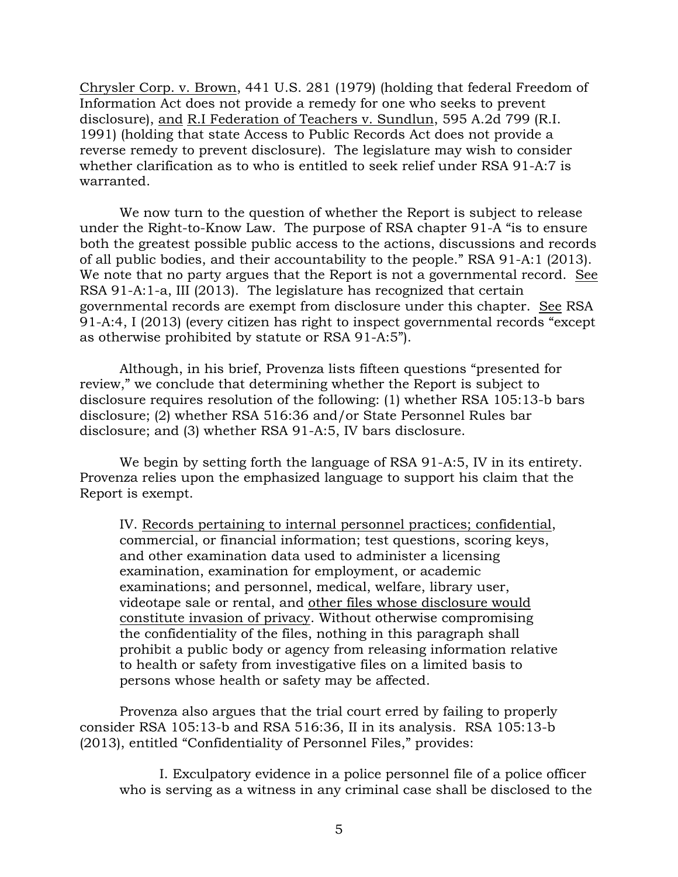Chrysler Corp. v. Brown, 441 U.S. 281 (1979) (holding that federal Freedom of Information Act does not provide a remedy for one who seeks to prevent disclosure), and R.I Federation of Teachers v. Sundlun, 595 A.2d 799 (R.I. 1991) (holding that state Access to Public Records Act does not provide a reverse remedy to prevent disclosure). The legislature may wish to consider whether clarification as to who is entitled to seek relief under RSA 91-A:7 is warranted.

We now turn to the question of whether the Report is subject to release under the Right-to-Know Law. The purpose of RSA chapter 91-A "is to ensure both the greatest possible public access to the actions, discussions and records of all public bodies, and their accountability to the people." RSA 91-A:1 (2013). We note that no party argues that the Report is not a governmental record. See RSA 91-A:1-a, III (2013). The legislature has recognized that certain governmental records are exempt from disclosure under this chapter. See RSA 91-A:4, I (2013) (every citizen has right to inspect governmental records "except as otherwise prohibited by statute or RSA 91-A:5").

Although, in his brief, Provenza lists fifteen questions "presented for review," we conclude that determining whether the Report is subject to disclosure requires resolution of the following: (1) whether RSA 105:13-b bars disclosure; (2) whether RSA 516:36 and/or State Personnel Rules bar disclosure; and (3) whether RSA 91-A:5, IV bars disclosure.

We begin by setting forth the language of RSA 91-A:5, IV in its entirety. Provenza relies upon the emphasized language to support his claim that the Report is exempt.

> IV. Records pertaining to internal personnel practices; confidential, commercial, or financial information; test questions, scoring keys, and other examination data used to administer a licensing examination, examination for employment, or academic examinations; and personnel, medical, welfare, library user, videotape sale or rental, and other files whose disclosure would constitute invasion of privacy. Without otherwise compromising the confidentiality of the files, nothing in this paragraph shall prohibit a public body or agency from releasing information relative to health or safety from investigative files on a limited basis to persons whose health or safety may be affected.

Provenza also argues that the trial court erred by failing to properly consider RSA 105:13-b and RSA 516:36, II in its analysis. RSA 105:13-b (2013), entitled "Confidentiality of Personnel Files," provides:

> I. Exculpatory evidence in a police personnel file of a police officer who is serving as a witness in any criminal case shall be disclosed to the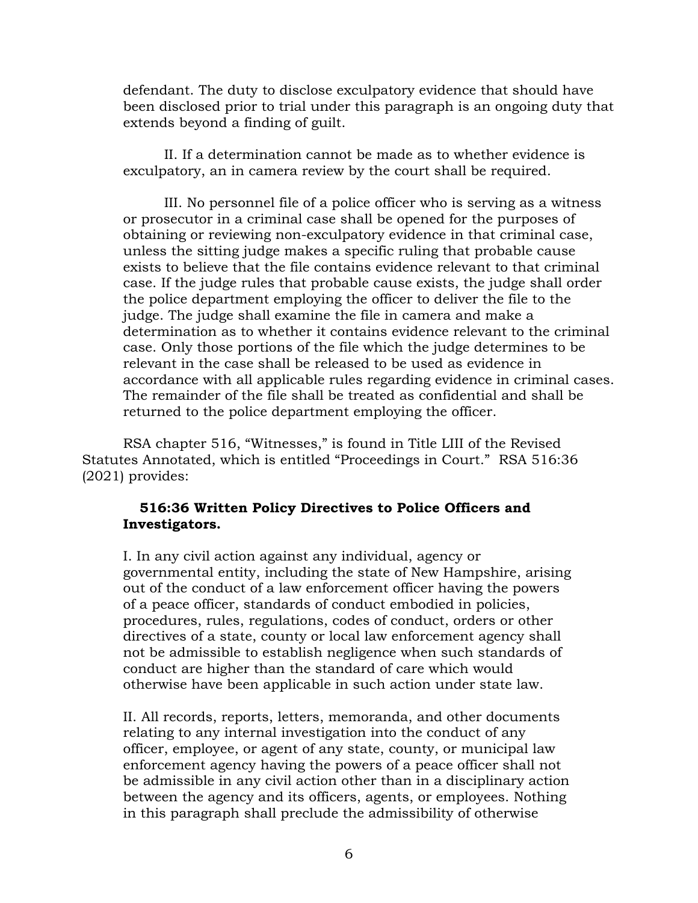defendant. The duty to disclose exculpatory evidence that should have been disclosed prior to trial under this paragraph is an ongoing duty that extends beyond a finding of guilt.

II. If a determination cannot be made as to whether evidence is exculpatory, an in camera review by the court shall be required.

III. No personnel file of a police officer who is serving as a witness or prosecutor in a criminal case shall be opened for the purposes of obtaining or reviewing non-exculpatory evidence in that criminal case, unless the sitting judge makes a specific ruling that probable cause exists to believe that the file contains evidence relevant to that criminal case. If the judge rules that probable cause exists, the judge shall order the police department employing the officer to deliver the file to the judge. The judge shall examine the file in camera and make a determination as to whether it contains evidence relevant to the criminal case. Only those portions of the file which the judge determines to be relevant in the case shall be released to be used as evidence in accordance with all applicable rules regarding evidence in criminal cases. The remainder of the file shall be treated as confidential and shall be returned to the police department employing the officer.

RSA chapter 516, "Witnesses," is found in Title LIII of the Revised Statutes Annotated, which is entitled "Proceedings in Court." RSA 516:36 (2021) provides:

**516:36 Written Policy Directives to Police Officers and Investigators.**

I. In any civil action against any individual, agency or governmental entity, including the state of New Hampshire, arising out of the conduct of a law enforcement officer having the powers of a peace officer, standards of conduct embodied in policies, procedures, rules, regulations, codes of conduct, orders or other directives of a state, county or local law enforcement agency shall not be admissible to establish negligence when such standards of conduct are higher than the standard of care which would otherwise have been applicable in such action under state law.

II. All records, reports, letters, memoranda, and other documents relating to any internal investigation into the conduct of any officer, employee, or agent of any state, county, or municipal law enforcement agency having the powers of a peace officer shall not be admissible in any civil action other than in a disciplinary action between the agency and its officers, agents, or employees. Nothing in this paragraph shall preclude the admissibility of otherwise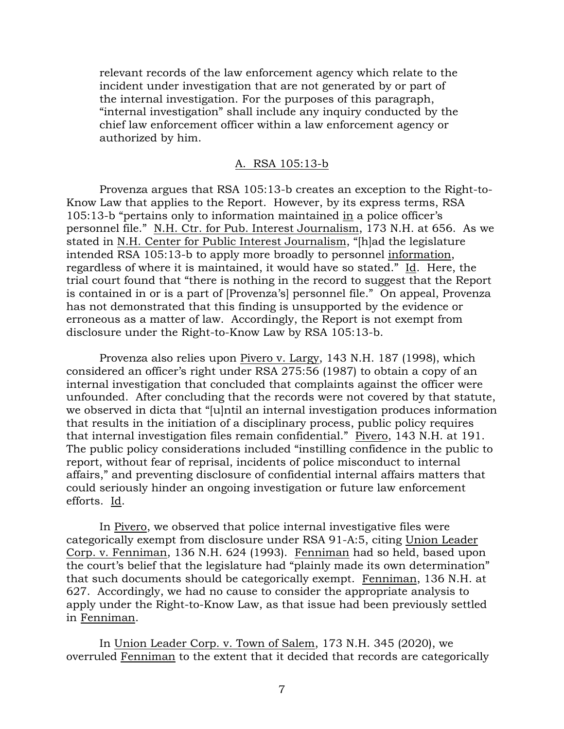> relevant records of the law enforcement agency which relate to the incident under investigation that are not generated by or part of the internal investigation. For the purposes of this paragraph, "internal investigation" shall include any inquiry conducted by the chief law enforcement officer within a law enforcement agency or authorized by him.

### A. RSA 105:13-b

Provenza argues that RSA 105:13-b creates an exception to the Right-to-Know Law that applies to the Report. However, by its express terms, RSA 105:13-b "pertains only to information maintained in a police officer's personnel file." N.H. Ctr. for Pub. Interest Journalism, 173 N.H. at 656. As we stated in N.H. Center for Public Interest Journalism, "[h]ad the legislature intended RSA 105:13-b to apply more broadly to personnel information, regardless of where it is maintained, it would have so stated." Id. Here, the trial court found that "there is nothing in the record to suggest that the Report is contained in or is a part of [Provenza's] personnel file." On appeal, Provenza has not demonstrated that this finding is unsupported by the evidence or erroneous as a matter of law. Accordingly, the Report is not exempt from disclosure under the Right-to-Know Law by RSA 105:13-b.

Provenza also relies upon Pivero v. Largy, 143 N.H. 187 (1998), which considered an officer's right under RSA 275:56 (1987) to obtain a copy of an internal investigation that concluded that complaints against the officer were unfounded. After concluding that the records were not covered by that statute, we observed in dicta that "[u]ntil an internal investigation produces information that results in the initiation of a disciplinary process, public policy requires that internal investigation files remain confidential." Pivero, 143 N.H. at 191. The public policy considerations included "instilling confidence in the public to report, without fear of reprisal, incidents of police misconduct to internal affairs," and preventing disclosure of confidential internal affairs matters that could seriously hinder an ongoing investigation or future law enforcement efforts. Id.

In Pivero, we observed that police internal investigative files were categorically exempt from disclosure under RSA 91-A:5, citing Union Leader Corp. v. Fenniman, 136 N.H. 624 (1993). Fenniman had so held, based upon the court's belief that the legislature had "plainly made its own determination" that such documents should be categorically exempt. Fenniman, 136 N.H. at 627. Accordingly, we had no cause to consider the appropriate analysis to apply under the Right-to-Know Law, as that issue had been previously settled in Fenniman.

In Union Leader Corp. v. Town of Salem, 173 N.H. 345 (2020), we overruled Fenniman to the extent that it decided that records are categorically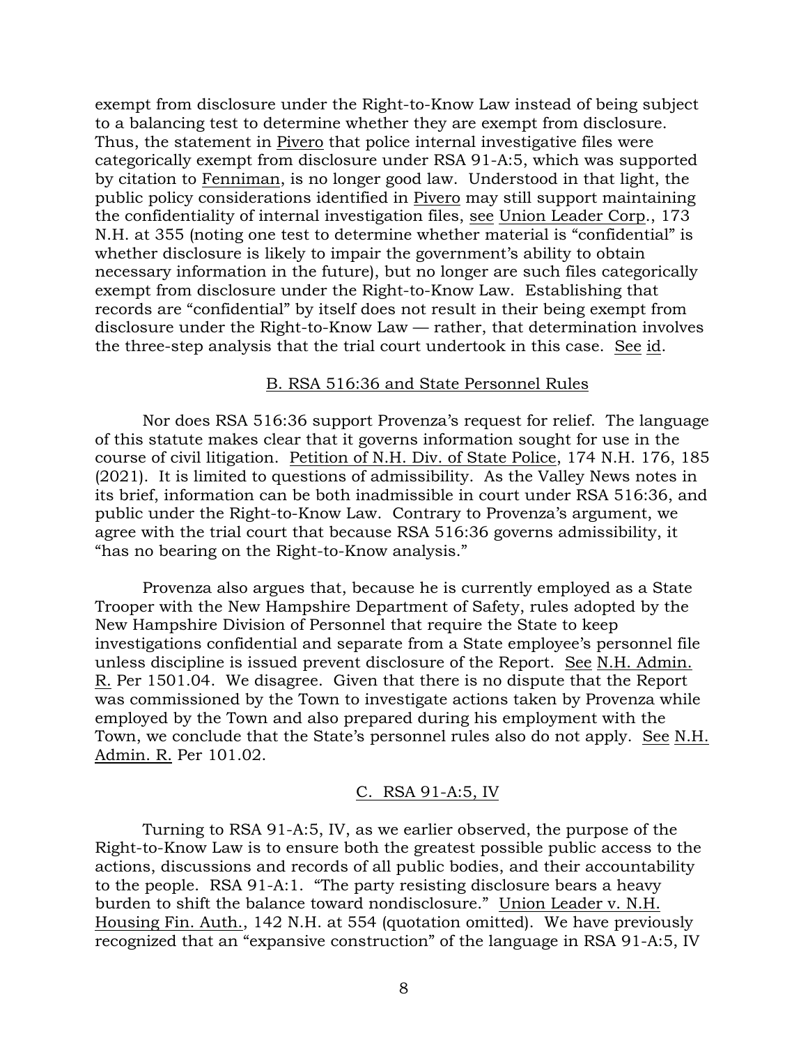exempt from disclosure under the Right-to-Know Law instead of being subject to a balancing test to determine whether they are exempt from disclosure. Thus, the statement in Pivero that police internal investigative files were categorically exempt from disclosure under RSA 91-A:5, which was supported by citation to Fenniman, is no longer good law. Understood in that light, the public policy considerations identified in Pivero may still support maintaining the confidentiality of internal investigation files, see Union Leader Corp., 173 N.H. at 355 (noting one test to determine whether material is "confidential" is whether disclosure is likely to impair the government's ability to obtain necessary information in the future), but no longer are such files categorically exempt from disclosure under the Right-to-Know Law. Establishing that records are "confidential" by itself does not result in their being exempt from disclosure under the Right-to-Know Law — rather, that determination involves the three-step analysis that the trial court undertook in this case. See id.

## B. RSA 516:36 and State Personnel Rules

Nor does RSA 516:36 support Provenza's request for relief. The language of this statute makes clear that it governs information sought for use in the course of civil litigation. Petition of N.H. Div. of State Police, 174 N.H. 176, 185 (2021). It is limited to questions of admissibility. As the Valley News notes in its brief, information can be both inadmissible in court under RSA 516:36, and public under the Right-to-Know Law. Contrary to Provenza's argument, we agree with the trial court that because RSA 516:36 governs admissibility, it "has no bearing on the Right-to-Know analysis."

Provenza also argues that, because he is currently employed as a State Trooper with the New Hampshire Department of Safety, rules adopted by the New Hampshire Division of Personnel that require the State to keep investigations confidential and separate from a State employee's personnel file unless discipline is issued prevent disclosure of the Report. See N.H. Admin. R. Per 1501.04. We disagree. Given that there is no dispute that the Report was commissioned by the Town to investigate actions taken by Provenza while employed by the Town and also prepared during his employment with the Town, we conclude that the State's personnel rules also do not apply. See N.H. Admin. R. Per 101.02.

## C. RSA 91-A:5, IV

Turning to RSA 91-A:5, IV, as we earlier observed, the purpose of the Right-to-Know Law is to ensure both the greatest possible public access to the actions, discussions and records of all public bodies, and their accountability to the people. RSA 91-A:1. "The party resisting disclosure bears a heavy burden to shift the balance toward nondisclosure." Union Leader v. N.H. Housing Fin. Auth., 142 N.H. at 554 (quotation omitted). We have previously recognized that an "expansive construction" of the language in RSA 91-A:5, IV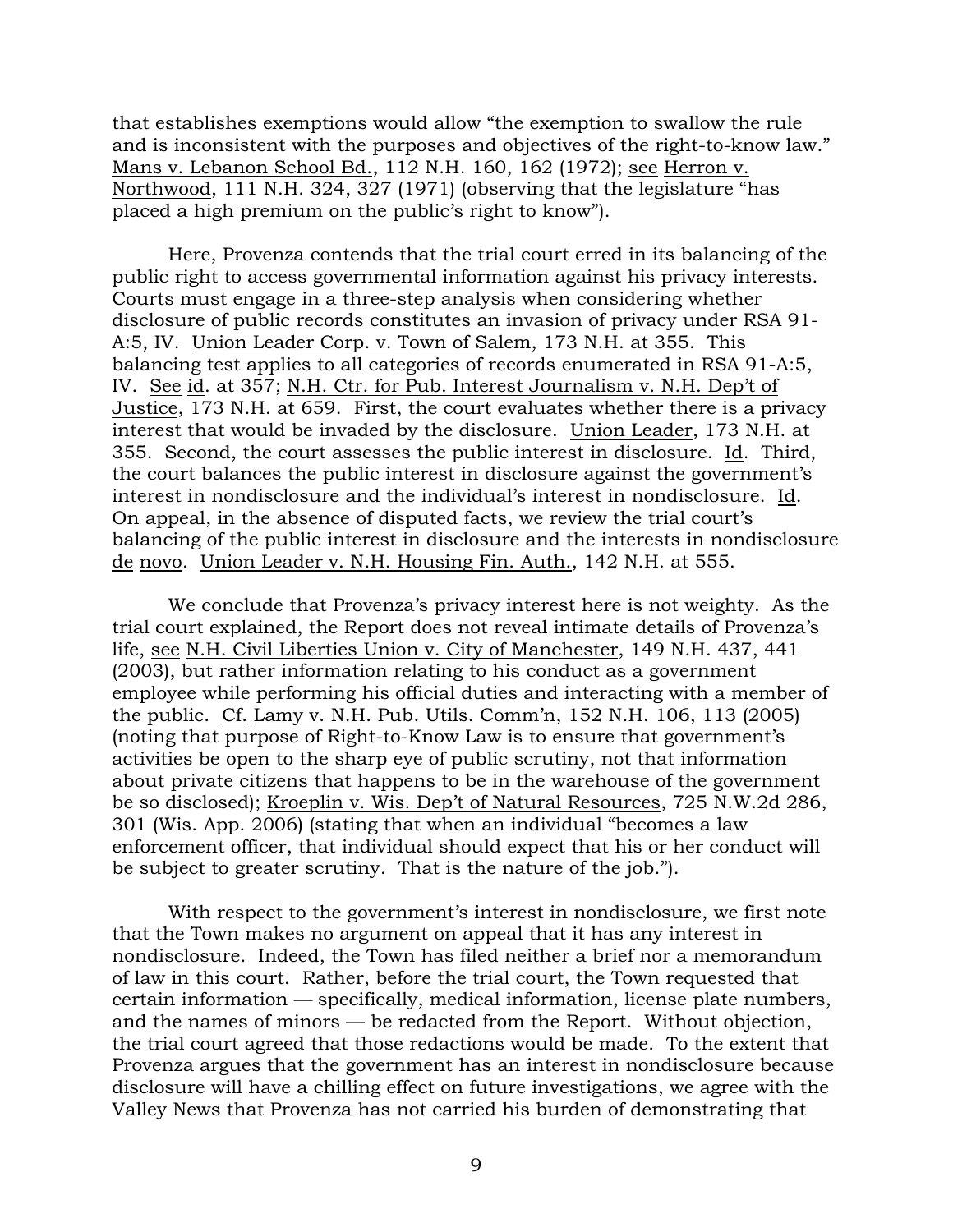that establishes exemptions would allow "the exemption to swallow the rule and is inconsistent with the purposes and objectives of the right-to-know law." Mans v. Lebanon School Bd., 112 N.H. 160, 162 (1972); see Herron v. Northwood, 111 N.H. 324, 327 (1971) (observing that the legislature "has placed a high premium on the public's right to know").

Here, Provenza contends that the trial court erred in its balancing of the public right to access governmental information against his privacy interests. Courts must engage in a three-step analysis when considering whether disclosure of public records constitutes an invasion of privacy under RSA 91-A:5, IV. Union Leader Corp. v. Town of Salem, 173 N.H. at 355. This balancing test applies to all categories of records enumerated in RSA 91-A:5, IV. See id. at 357; N.H. Ctr. for Pub. Interest Journalism v. N.H. Dep't of Justice, 173 N.H. at 659. First, the court evaluates whether there is a privacy interest that would be invaded by the disclosure. Union Leader, 173 N.H. at 355. Second, the court assesses the public interest in disclosure. Id. Third, the court balances the public interest in disclosure against the government's interest in nondisclosure and the individual's interest in nondisclosure. Id. On appeal, in the absence of disputed facts, we review the trial court's balancing of the public interest in disclosure and the interests in nondisclosure de novo. Union Leader v. N.H. Housing Fin. Auth., 142 N.H. at 555.

We conclude that Provenza's privacy interest here is not weighty. As the trial court explained, the Report does not reveal intimate details of Provenza's life, see N.H. Civil Liberties Union v. City of Manchester, 149 N.H. 437, 441 (2003), but rather information relating to his conduct as a government employee while performing his official duties and interacting with a member of the public. Cf. Lamy v. N.H. Pub. Utils. Comm'n, 152 N.H. 106, 113 (2005) (noting that purpose of Right-to-Know Law is to ensure that government's activities be open to the sharp eye of public scrutiny, not that information about private citizens that happens to be in the warehouse of the government be so disclosed); Kroeplin v. Wis. Dep't of Natural Resources, 725 N.W.2d 286, 301 (Wis. App. 2006) (stating that when an individual "becomes a law enforcement officer, that individual should expect that his or her conduct will be subject to greater scrutiny. That is the nature of the job.").

With respect to the government's interest in nondisclosure, we first note that the Town makes no argument on appeal that it has any interest in nondisclosure. Indeed, the Town has filed neither a brief nor a memorandum of law in this court. Rather, before the trial court, the Town requested that certain information — specifically, medical information, license plate numbers, and the names of minors — be redacted from the Report. Without objection, the trial court agreed that those redactions would be made. To the extent that Provenza argues that the government has an interest in nondisclosure because disclosure will have a chilling effect on future investigations, we agree with the Valley News that Provenza has not carried his burden of demonstrating that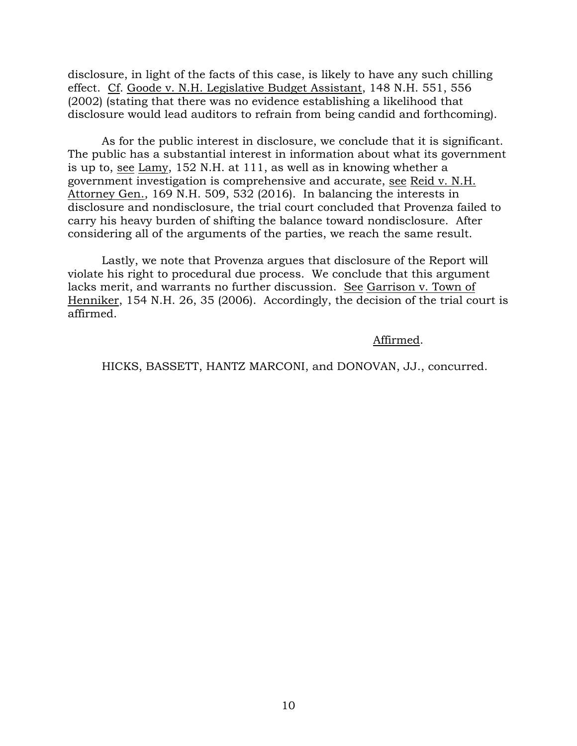disclosure, in light of the facts of this case, is likely to have any such chilling effect. Cf. Goode v. N.H. Legislative Budget Assistant, 148 N.H. 551, 556 (2002) (stating that there was no evidence establishing a likelihood that disclosure would lead auditors to refrain from being candid and forthcoming).

As for the public interest in disclosure, we conclude that it is significant. The public has a substantial interest in information about what its government is up to, see Lamy, 152 N.H. at 111, as well as in knowing whether a government investigation is comprehensive and accurate, see Reid v. N.H. Attorney Gen., 169 N.H. 509, 532 (2016). In balancing the interests in disclosure and nondisclosure, the trial court concluded that Provenza failed to carry his heavy burden of shifting the balance toward nondisclosure. After considering all of the arguments of the parties, we reach the same result.

Lastly, we note that Provenza argues that disclosure of the Report will violate his right to procedural due process. We conclude that this argument lacks merit, and warrants no further discussion. See Garrison v. Town of Henniker, 154 N.H. 26, 35 (2006). Accordingly, the decision of the trial court is affirmed.

Affirmed.

HICKS, BASSETT, HANTZ MARCONI, and DONOVAN, JJ., concurred.